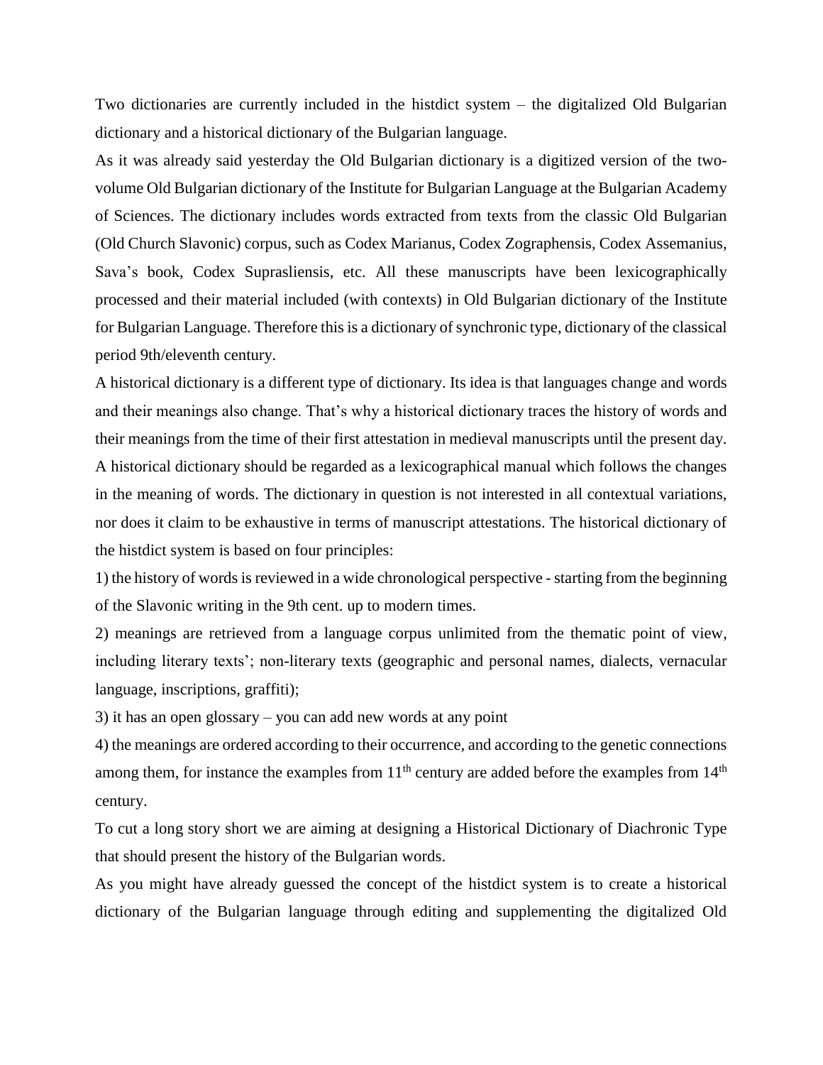Two dictionaries are currently included in the histdict system – the digitalized Old Bulgarian dictionary and a historical dictionary of the Bulgarian language.

As it was already said yesterday the Old Bulgarian dictionary is a digitized version of the two-volume Old Bulgarian dictionary of the Institute for Bulgarian Language at the Bulgarian Academy of Sciences. The dictionary includes words extracted from texts from the classic Old Bulgarian (Old Church Slavonic) corpus, such as Codex Marianus, Codex Zographensis, Codex Assemanius, Sava's book, Codex Suprasliensis, etc. All these manuscripts have been lexicographically processed and their material included (with contexts) in Old Bulgarian dictionary of the Institute for Bulgarian Language. Therefore this is a dictionary of synchronic type, dictionary of the classical period 9th/eleventh century.

A historical dictionary is a different type of dictionary. Its idea is that languages change and words and their meanings also change. That's why a historical dictionary traces the history of words and their meanings from the time of their first attestation in medieval manuscripts until the present day. A historical dictionary should be regarded as a lexicographical manual which follows the changes in the meaning of words. The dictionary in question is not interested in all contextual variations, nor does it claim to be exhaustive in terms of manuscript attestations. The historical dictionary of the histdict system is based on four principles:

1) the history of words is reviewed in a wide chronological perspective - starting from the beginning of the Slavonic writing in the 9th cent. up to modern times.

2) meanings are retrieved from a language corpus unlimited from the thematic point of view, including literary texts'; non-literary texts (geographic and personal names, dialects, vernacular language, inscriptions, graffiti);

3) it has an open glossary – you can add new words at any point

4) the meanings are ordered according to their occurrence, and according to the genetic connections among them, for instance the examples from 11th century are added before the examples from 14th century.

To cut a long story short we are aiming at designing a Historical Dictionary of Diachronic Type that should present the history of the Bulgarian words.

As you might have already guessed the concept of the histdict system is to create a historical dictionary of the Bulgarian language through editing and supplementing the digitalized Old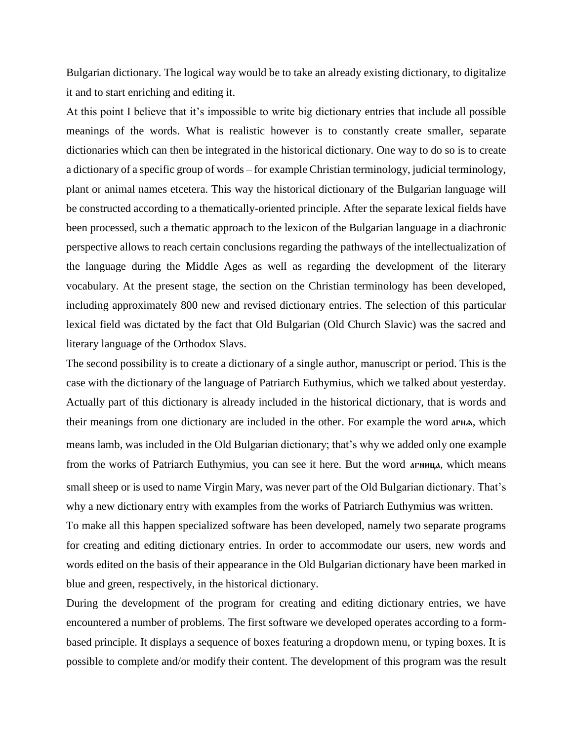Bulgarian dictionary. The logical way would be to take an already existing dictionary, to digitalize it and to start enriching and editing it.

At this point I believe that it's impossible to write big dictionary entries that include all possible meanings of the words. What is realistic however is to constantly create smaller, separate dictionaries which can then be integrated in the historical dictionary. One way to do so is to create a dictionary of a specific group of words – for example Christian terminology, judicial terminology, plant or animal names etcetera. This way the historical dictionary of the Bulgarian language will be constructed according to a thematically-oriented principle. After the separate lexical fields have been processed, such a thematic approach to the lexicon of the Bulgarian language in a diachronic perspective allows to reach certain conclusions regarding the pathways of the intellectualization of the language during the Middle Ages as well as regarding the development of the literary vocabulary. At the present stage, the section on the Christian terminology has been developed, including approximately 800 new and revised dictionary entries. The selection of this particular lexical field was dictated by the fact that Old Bulgarian (Old Church Slavic) was the sacred and literary language of the Orthodox Slavs.

The second possibility is to create a dictionary of a single author, manuscript or period. This is the case with the dictionary of the language of Patriarch Euthymius, which we talked about yesterday. Actually part of this dictionary is already included in the historical dictionary, that is words and their meanings from one dictionary are included in the other. For example the word агнѧ, which means lamb, was included in the Old Bulgarian dictionary; that's why we added only one example from the works of Patriarch Euthymius, you can see it here. But the word агница, which means small sheep or is used to name Virgin Mary, was never part of the Old Bulgarian dictionary. That's why a new dictionary entry with examples from the works of Patriarch Euthymius was written.

To make all this happen specialized software has been developed, namely two separate programs for creating and editing dictionary entries. In order to accommodate our users, new words and words edited on the basis of their appearance in the Old Bulgarian dictionary have been marked in blue and green, respectively, in the historical dictionary.

During the development of the program for creating and editing dictionary entries, we have encountered a number of problems. The first software we developed operates according to a form-based principle. It displays a sequence of boxes featuring a dropdown menu, or typing boxes. It is possible to complete and/or modify their content. The development of this program was the result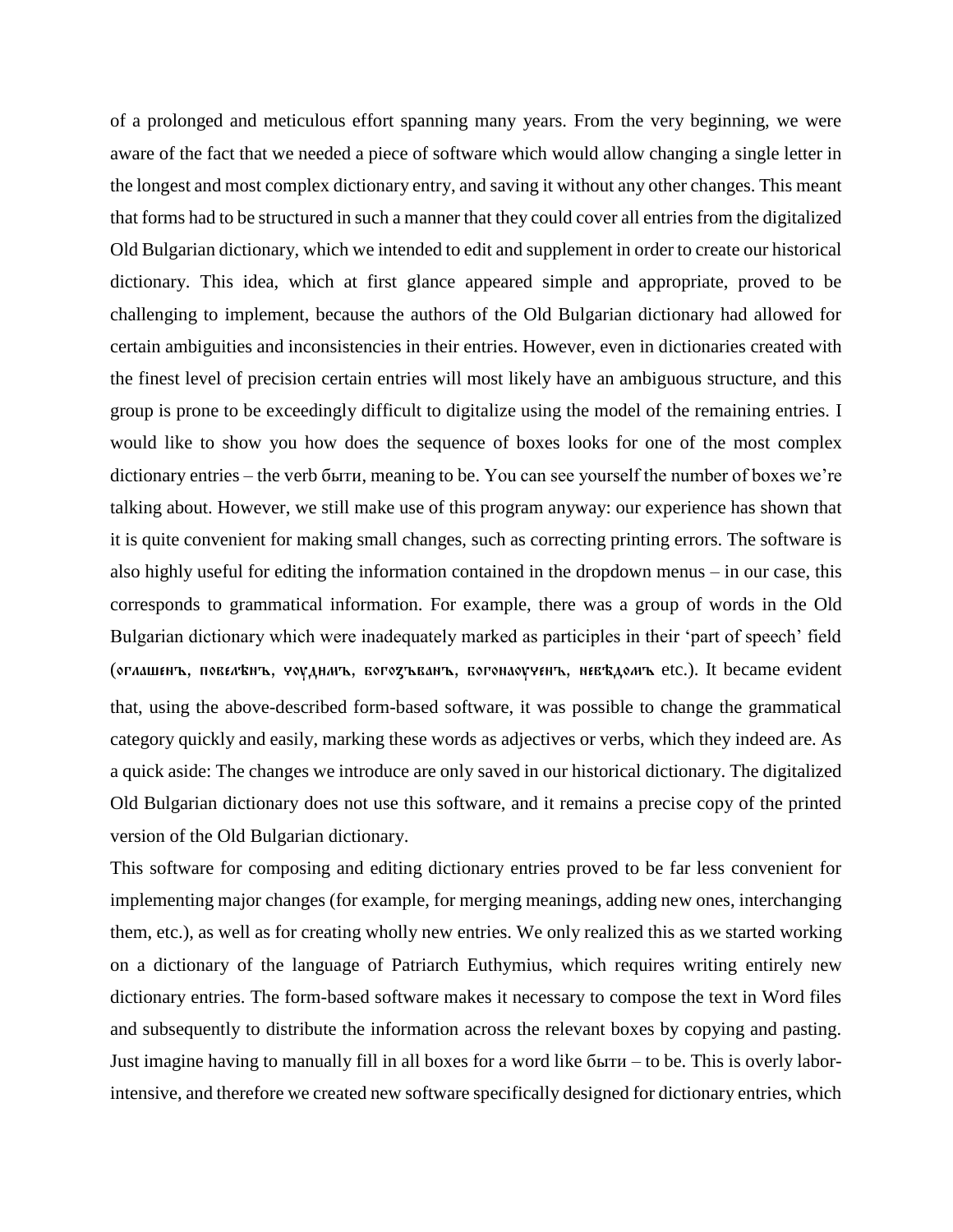of a prolonged and meticulous effort spanning many years. From the very beginning, we were aware of the fact that we needed a piece of software which would allow changing a single letter in the longest and most complex dictionary entry, and saving it without any other changes. This meant that forms had to be structured in such a manner that they could cover all entries from the digitalized Old Bulgarian dictionary, which we intended to edit and supplement in order to create our historical dictionary. This idea, which at first glance appeared simple and appropriate, proved to be challenging to implement, because the authors of the Old Bulgarian dictionary had allowed for certain ambiguities and inconsistencies in their entries. However, even in dictionaries created with the finest level of precision certain entries will most likely have an ambiguous structure, and this group is prone to be exceedingly difficult to digitalize using the model of the remaining entries. I would like to show you how does the sequence of boxes looks for one of the most complex dictionary entries – the verb быти, meaning to be. You can see yourself the number of boxes we're talking about. However, we still make use of this program anyway: our experience has shown that it is quite convenient for making small changes, such as correcting printing errors. The software is also highly useful for editing the information contained in the dropdown menus – in our case, this corresponds to grammatical information. For example, there was a group of words in the Old Bulgarian dictionary which were inadequately marked as participles in their 'part of speech' field (оглашенъ, повелѣнъ, оудимъ, богозъванъ, богонаоученъ, невѣдомъ etc.). It became evident that, using the above-described form-based software, it was possible to change the grammatical category quickly and easily, marking these words as adjectives or verbs, which they indeed are. As a quick aside: The changes we introduce are only saved in our historical dictionary. The digitalized Old Bulgarian dictionary does not use this software, and it remains a precise copy of the printed version of the Old Bulgarian dictionary.

This software for composing and editing dictionary entries proved to be far less convenient for implementing major changes (for example, for merging meanings, adding new ones, interchanging them, etc.), as well as for creating wholly new entries. We only realized this as we started working on a dictionary of the language of Patriarch Euthymius, which requires writing entirely new dictionary entries. The form-based software makes it necessary to compose the text in Word files and subsequently to distribute the information across the relevant boxes by copying and pasting. Just imagine having to manually fill in all boxes for a word like быти – to be. This is overly labor-intensive, and therefore we created new software specifically designed for dictionary entries, which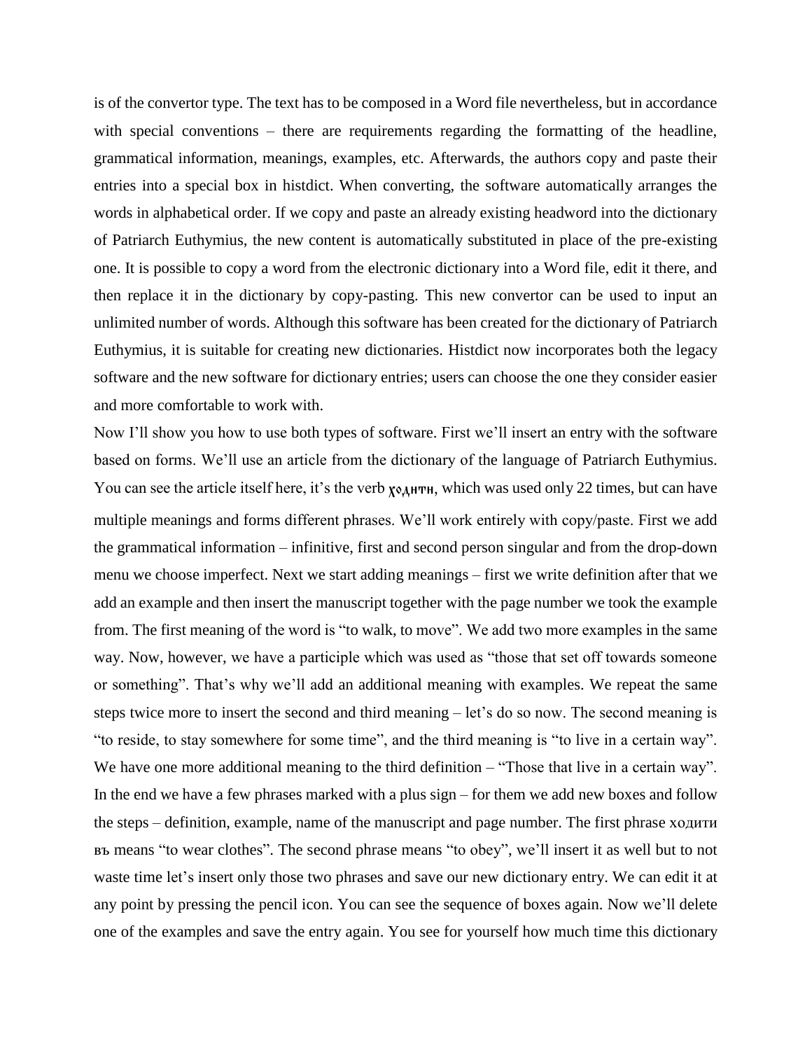is of the convertor type. The text has to be composed in a Word file nevertheless, but in accordance with special conventions – there are requirements regarding the formatting of the headline, grammatical information, meanings, examples, etc. Afterwards, the authors copy and paste their entries into a special box in histdict. When converting, the software automatically arranges the words in alphabetical order. If we copy and paste an already existing headword into the dictionary of Patriarch Euthymius, the new content is automatically substituted in place of the pre-existing one. It is possible to copy a word from the electronic dictionary into a Word file, edit it there, and then replace it in the dictionary by copy-pasting. This new convertor can be used to input an unlimited number of words. Although this software has been created for the dictionary of Patriarch Euthymius, it is suitable for creating new dictionaries. Histdict now incorporates both the legacy software and the new software for dictionary entries; users can choose the one they consider easier and more comfortable to work with.

Now I'll show you how to use both types of software. First we'll insert an entry with the software based on forms. We'll use an article from the dictionary of the language of Patriarch Euthymius. You can see the article itself here, it's the verb ходити, which was used only 22 times, but can have multiple meanings and forms different phrases. We'll work entirely with copy/paste. First we add the grammatical information – infinitive, first and second person singular and from the drop-down menu we choose imperfect. Next we start adding meanings – first we write definition after that we add an example and then insert the manuscript together with the page number we took the example from. The first meaning of the word is "to walk, to move". We add two more examples in the same way. Now, however, we have a participle which was used as "those that set off towards someone or something". That's why we'll add an additional meaning with examples. We repeat the same steps twice more to insert the second and third meaning – let's do so now. The second meaning is "to reside, to stay somewhere for some time", and the third meaning is "to live in a certain way". We have one more additional meaning to the third definition – "Those that live in a certain way". In the end we have a few phrases marked with a plus sign – for them we add new boxes and follow the steps – definition, example, name of the manuscript and page number. The first phrase ходити въ means "to wear clothes". The second phrase means "to obey", we'll insert it as well but to not waste time let's insert only those two phrases and save our new dictionary entry. We can edit it at any point by pressing the pencil icon. You can see the sequence of boxes again. Now we'll delete one of the examples and save the entry again. You see for yourself how much time this dictionary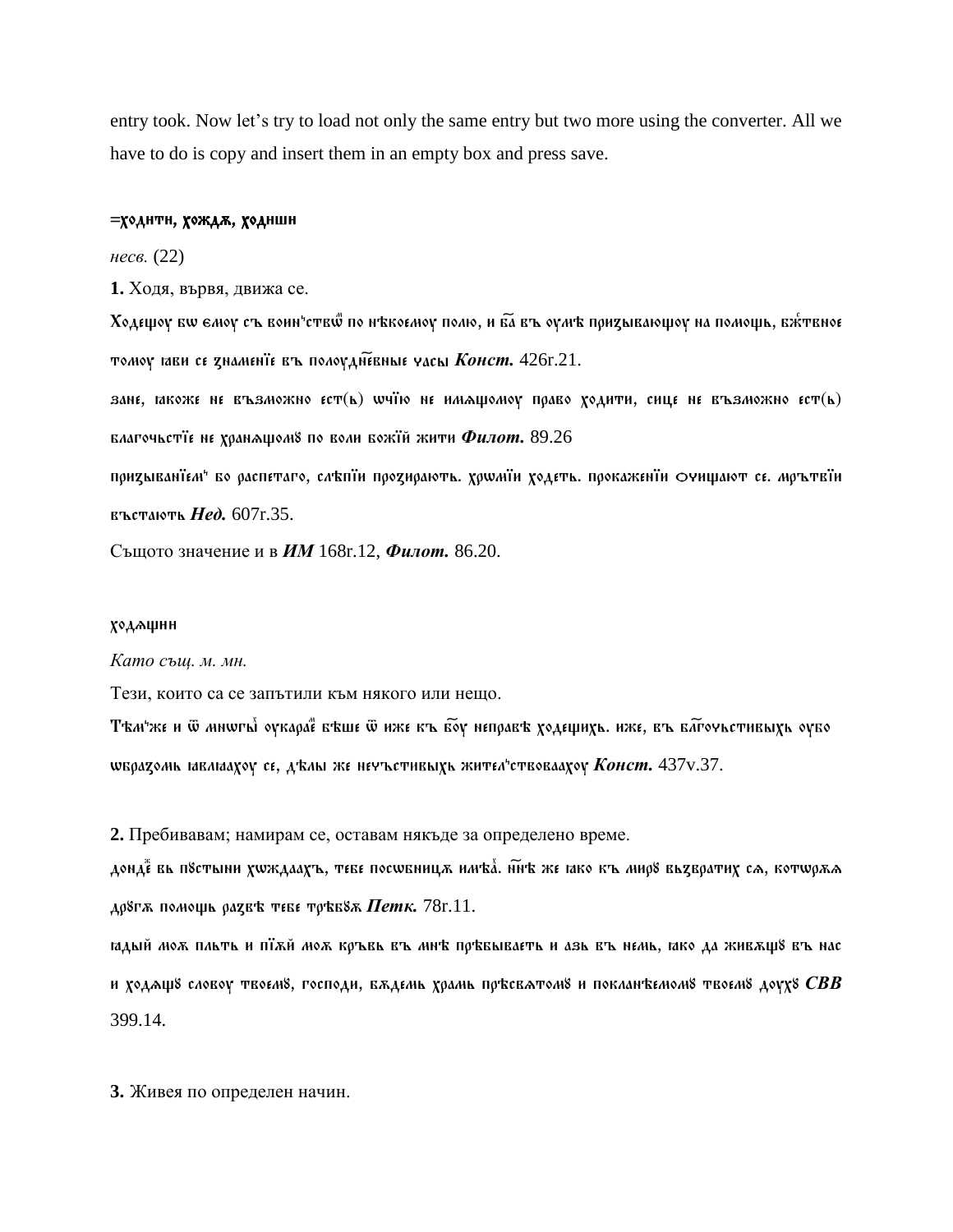entry took. Now let's try to load not only the same entry but two more using the converter. All we have to do is copy and insert them in an empty box and press save.

**=ходити, хождѫ, ходиши**

*несв.* (22)

**1.** Ходя, вървя, движа се.

Ходещоу бо емоу съ воинствѡ по нѣкоемоу полю, и ба въ оумѣ призывающоу на помощь, бжтвное томоу ıави се знаменїе въ полоуднѣвные часы ***Конст.*** 426г.21.

зане, ıакоже не възможно ест(ь) ѡчїю не имѫщомоу право ходити, сице не възможно ест(ь) благочьстїе не хранѫщомꙋ по воли божїй жити ***Филот.*** 89.26

призыванїем бо распетаго, слѣпїи прозираıѫть. хромїи ходеть. прокаженїи оуищают се. мрътвїи въстаıѫть ***Нед.*** 607г.35.

Същото значение и в ***ИМ*** 168г.12, ***Филот.*** 86.20.

**ходѧщии**

*Като същ. м. мн.*

Тези, които са се запътили към някого или нещо.

Тѣмже и ѿ мноѕы оукарае бѣше ѿ иже къ боу неправѣ ходещихь. иже, въ благоучьстивыхь оубо ѡбразомь ıавлıаахоу се, дѣлы же неучьстивыхь жителствовахоу ***Конст.*** 437v.37.

**2.** Пребивавам; намирам се, оставам някъде за определено време.

доньде вь пꙋстыни хѡждаахъ, тебе посѡбницѫ имѣх. нинѣ же ıако къ мирꙋ вьзвратих сѧ, котѡрѫѧ дрꙋгѫ помощь развѣ тебе трѣбꙋѫ ***Петк.*** 78г.11.

ıадый моѫ пльть и пїѫй моѫ кръвь въ мнѣ прѣбываеть и азь вь немь, ıако да живѫщꙋ въ нас и ходѫщꙋ словоу твоемꙋ, господи, бѫдемь храмь прѣсвѧтомꙋ и покланѣемомꙋ твоемꙋ доухꙋ ***СВВ*** 399.14.

**3.** Живея по определен начин.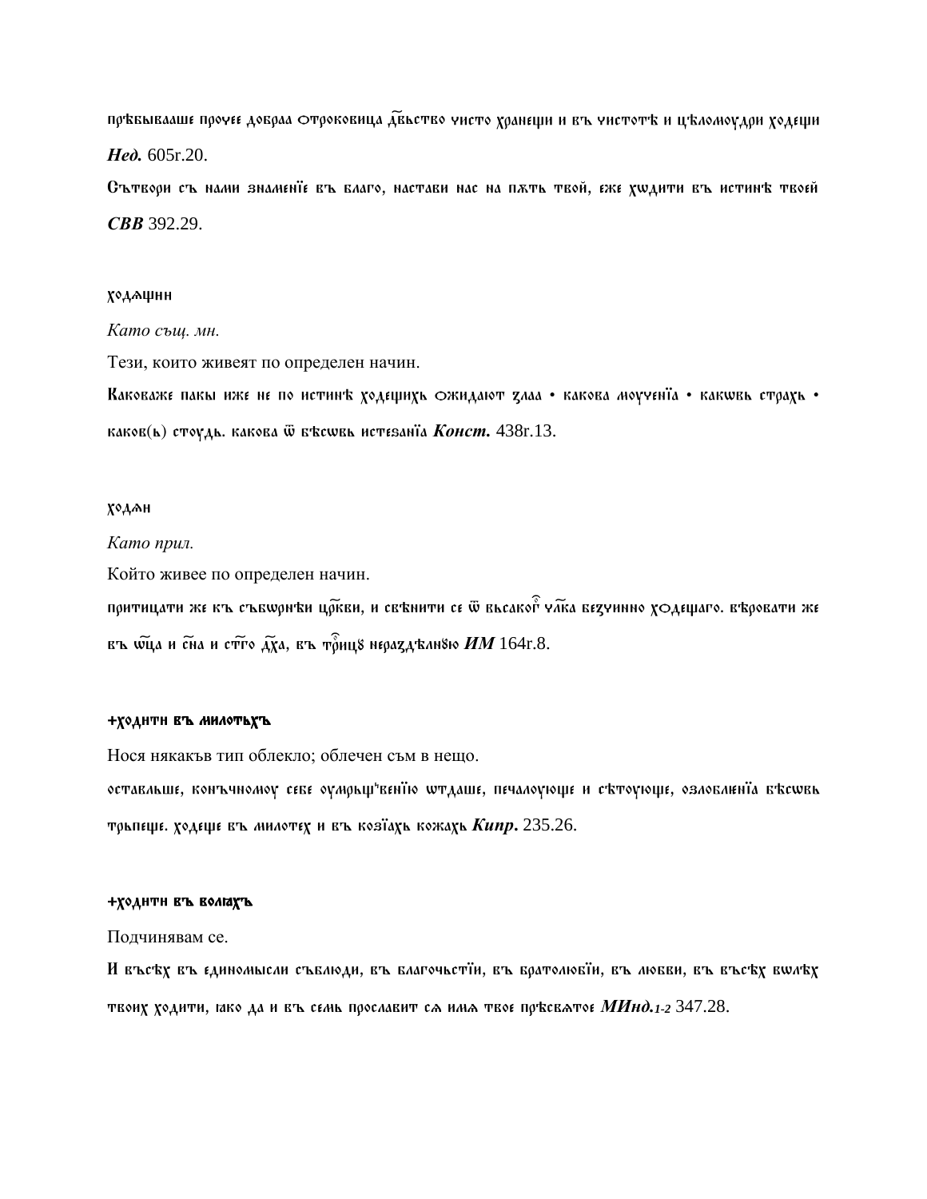прѣбываа҆ше проүее добраа отроковица д҃вьство чисто хранещи и въ чистотѣ и цѣломоүдри ходещи *Нед.* 605г.20.

Сътвори съ нами знаменїе въ благо, настави нас на пѫть твой, еже хѡдити въ истинѣ твоей *СВВ* 392.29.

**ходѫщии**

*Като същ. мн.*

Тези, които живеят по определен начин.

Каковаже пакы иже не по истинѣ ходещихь ожидают ѕлаа • какова моүченїа • какѡвь страхь • каков(ь) стоүдь. какова ѿ бѣсѡвь истезанїа *Конст.* 438г.13.

**ходѧи**

*Като прил.*

Който живее по определен начин.

притицати же къ съборнѣи ц҃ркви, и свѣнити се ѿ вьсакоⷢ҇ ч҃лка безчинно ходещаго. вѣровати же въ ѿ҃ца и с҃на и ст҃го д҃ха, въ тр҃оицѹ неразѕдѣлнѹю *ИМ* 164г.8.

**+ходити въ милотьхъ**

Нося някакъв тип облекло; облечен съм в нещо.

оставльше, конъчномоү себе оүмрьщ'венїю ѡтдаше, печалоүюще и сѣтоүюще, озлоблюнїа бѣсѡвь трьпеще. ходеще въ милотех и въ козїахь кожахь *Кипр.* 235.26.

**+ходити въ волѧхъ**

Подчинявам се.

И въсѣх въ единомысли съблюди, въ благочьстїи, въ братолюбїи, въ любви, въ въсѣх вѡлѣх твоих ходити, ꙗко да и въ семь прославит сѧ имѧ твое прѣсвѧтое *МИнд.*$_{1\text{-}2}$ 347.28.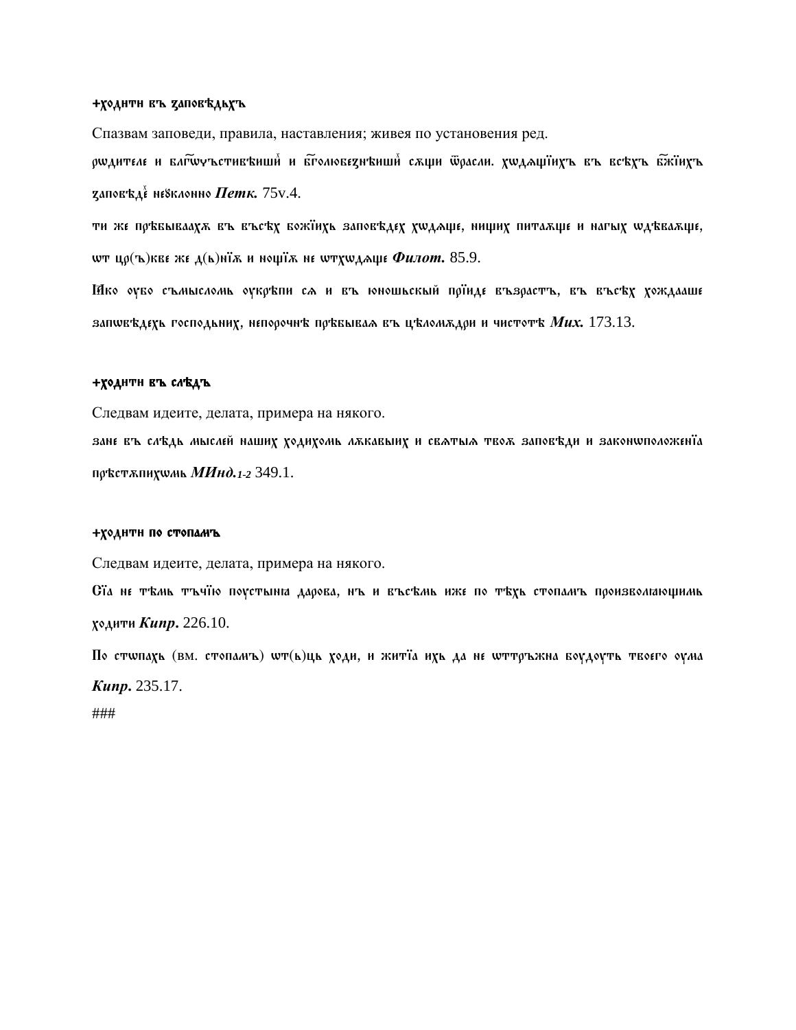**+ходити въ ȥаповѣдьхъ**

Спазвам заповеди, правила, наставления; живея по установения ред.

родителе и благочъстивѣиши и богѡлюбезнѣиши сѫщи ѿрасли. хѡдѧщїихъ въ всѣхъ бжїихъ ȥаповѣдѣ неѹклонно *Петк.* 75v.4.

ти же прѣбываахѫ въ въсѣх божїихь заповѣдех хѡдѧще, нищих питаѭще и нагых ѡдѣваѭще, ѡт цр(ъ)кве же д(ь)нїѫ и нощїѫ не ѡтхѡдѧще *Филот.* 85.9.

Ӗко оубо съмысломь оукрѣпи сѧ и въ юношьскый прїиде възрастъ, въ въсѣх хождааше запѡвѣдехь господьних, непорочнѣ прѣбываѧ въ цѣломѫдри и чистотѣ *Мих.* 173.13.

**+ходити въ слѣдъ**

Следвам идеите, делата, примера на някого.

зане въ слѣдь мыслей наших ходихомь лѫкавыих и свѧтыѧ твоѧ заповѣди и законѡположенїа прѣстѫпихѡмь *МИнд.1-2* 349.1.

**+ходити по стопамъ**

Следвам идеите, делата, примера на някого.

Сїа не тѣмь тъчїю поустынна дарова, нъ и въсѣмь иже по тѣхь стопамъ произволıаюшимь ходити *Кипр.* 226.10.

По стѡпахь (вм. стопамъ) ѡт(ь)ць ходи, и житїа ихь да не ѡттръжна боудоуть твоего оума *Кипр.* 235.17.

###